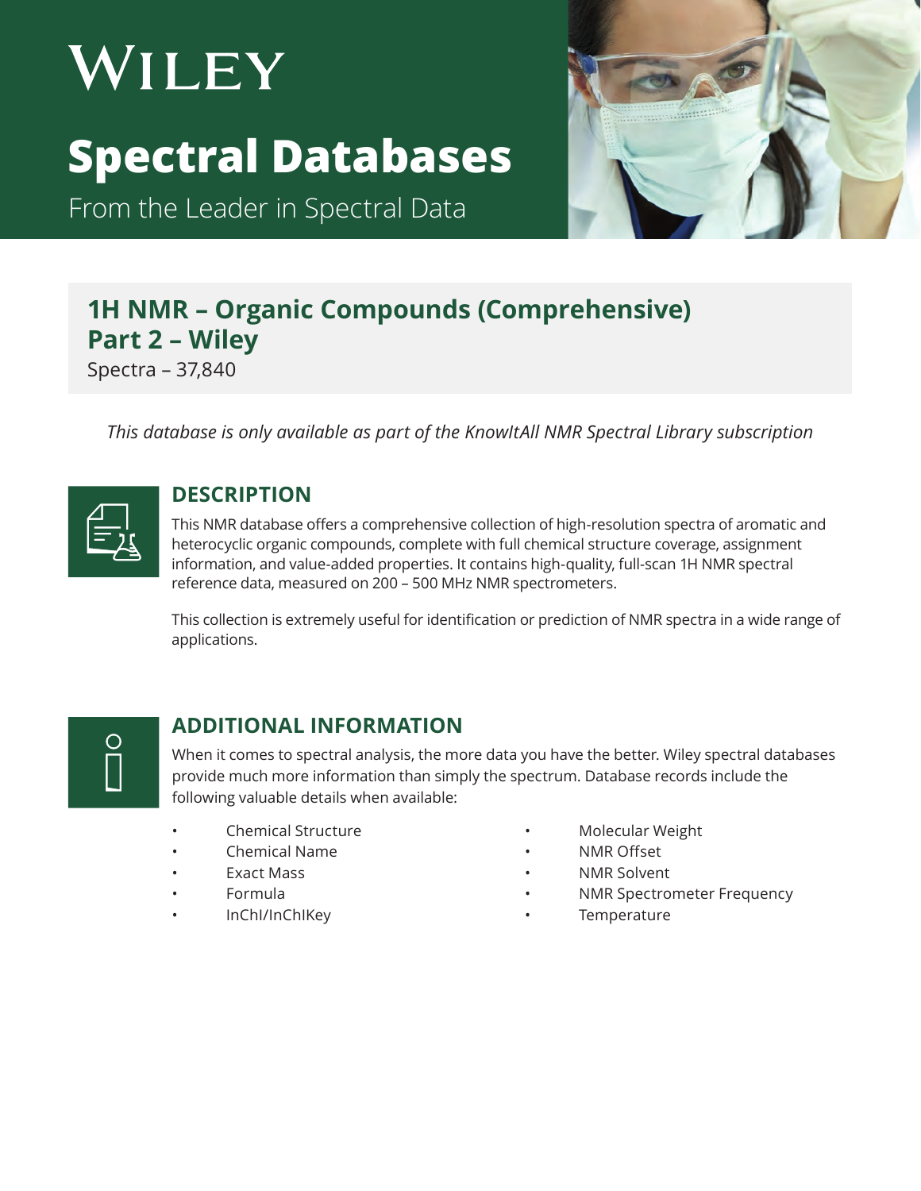# Wiley

## Spectral Databases

From the Leader in Spectral Data

## 1H NMR – Organic Compounds (Comprehensive) Part 2 – Wiley

Spectra – 37,840

*This database is only available as part of the KnowItAll NMR Spectral Library subscription*

### DESCRIPTION

This NMR database offers a comprehensive collection of high-resolution spectra of aromatic and heterocyclic organic compounds, complete with full chemical structure coverage, assignment information, and value-added properties. It contains high-quality, full-scan 1H NMR spectral reference data, measured on 200 – 500 MHz NMR spectrometers.

This collection is extremely useful for identification or prediction of NMR spectra in a wide range of applications.

### ADDITIONAL INFORMATION

When it comes to spectral analysis, the more data you have the better. Wiley spectral databases provide much more information than simply the spectrum. Database records include the following valuable details when available:

- Chemical Structure
- Chemical Name
- Exact Mass
- Formula
- InChI/InChIKey
- Molecular Weight
- NMR Offset
- NMR Solvent
- NMR Spectrometer Frequency
- Temperature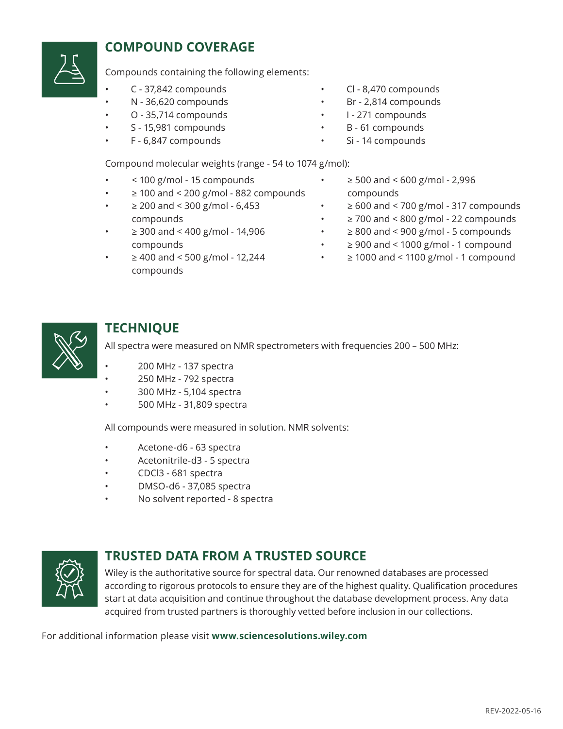## COMPOUND COVERAGE

Compounds containing the following elements:

- C - 37,842 compounds
- N - 36,620 compounds
- O - 35,714 compounds
- S - 15,981 compounds
- F - 6,847 compounds
- Cl - 8,470 compounds
- Br - 2,814 compounds
- I - 271 compounds
- B - 61 compounds
- Si - 14 compounds

Compound molecular weights (range - 54 to 1074 g/mol):

- < 100 g/mol - 15 compounds
- ≥ 100 and < 200 g/mol - 882 compounds
- ≥ 200 and < 300 g/mol - 6,453 compounds
- ≥ 300 and < 400 g/mol - 14,906 compounds
- ≥ 400 and < 500 g/mol - 12,244 compounds
- ≥ 500 and < 600 g/mol - 2,996 compounds
- ≥ 600 and < 700 g/mol - 317 compounds
- ≥ 700 and < 800 g/mol - 22 compounds
- ≥ 800 and < 900 g/mol - 5 compounds
- ≥ 900 and < 1000 g/mol - 1 compound
- ≥ 1000 and < 1100 g/mol - 1 compound

## TECHNIQUE

All spectra were measured on NMR spectrometers with frequencies 200 – 500 MHz:

- 200 MHz - 137 spectra
- 250 MHz - 792 spectra
- 300 MHz - 5,104 spectra
- 500 MHz - 31,809 spectra

All compounds were measured in solution. NMR solvents:

- Acetone-d6 - 63 spectra
- Acetonitrile-d3 - 5 spectra
- CDCl3 - 681 spectra
- DMSO-d6 - 37,085 spectra
- No solvent reported - 8 spectra

## TRUSTED DATA FROM A TRUSTED SOURCE

Wiley is the authoritative source for spectral data. Our renowned databases are processed according to rigorous protocols to ensure they are of the highest quality. Qualification procedures start at data acquisition and continue throughout the database development process. Any data acquired from trusted partners is thoroughly vetted before inclusion in our collections.

For additional information please visit **www.sciencesolutions.wiley.com**

REV-2022-05-16